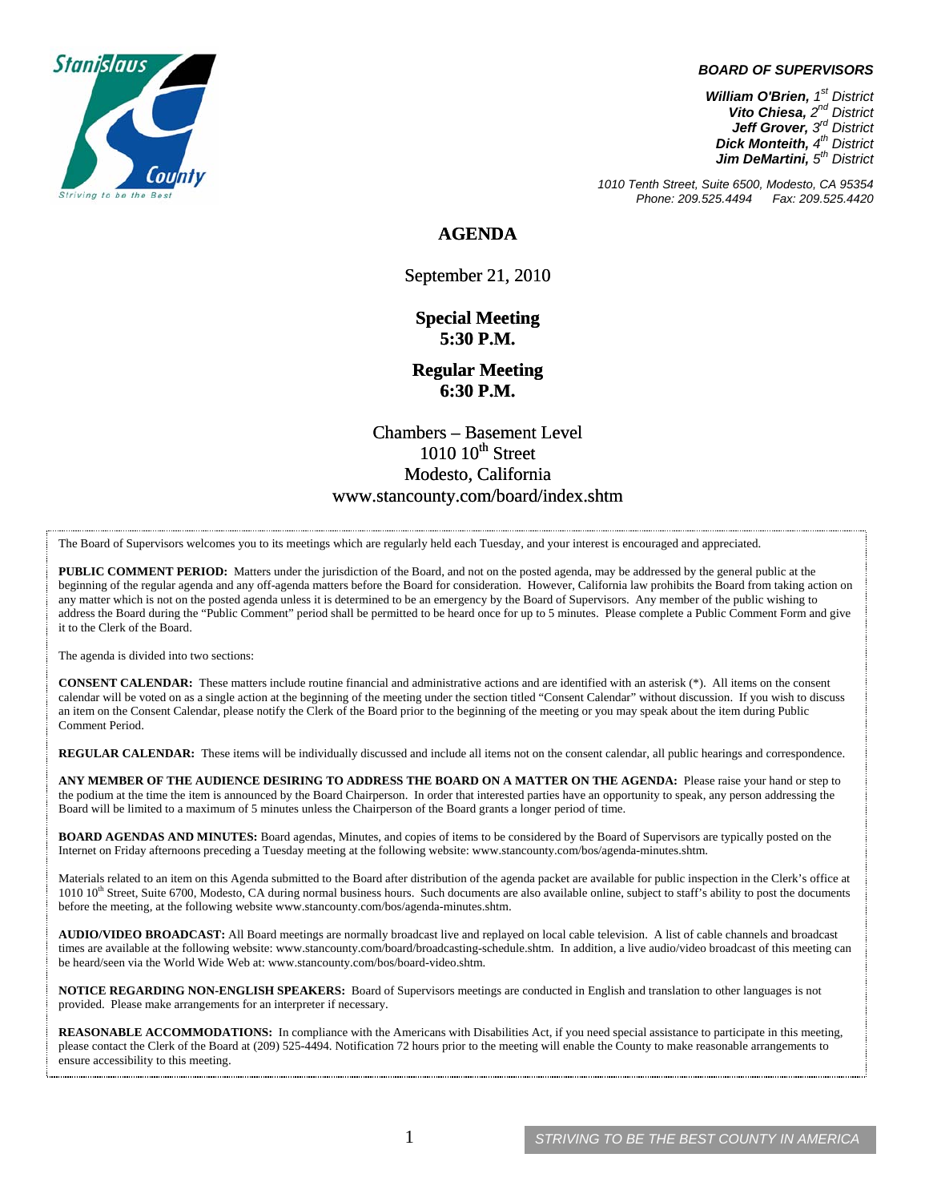**BOARD OF SUPERVISORS**

*William O'Brien, 1st District*
*Vito Chiesa, 2nd District*
*Jeff Grover, 3rd District*
*Dick Monteith, 4th District*
*Jim DeMartini, 5th District*

*1010 Tenth Street, Suite 6500, Modesto, CA 95354*
*Phone: 209.525.4494 Fax: 209.525.4420*

# AGENDA

September 21, 2010

**Special Meeting**
**5:30 P.M.**

**Regular Meeting**
**6:30 P.M.**

Chambers – Basement Level
1010 10th Street
Modesto, California
www.stancounty.com/board/index.shtm

The Board of Supervisors welcomes you to its meetings which are regularly held each Tuesday, and your interest is encouraged and appreciated.

**PUBLIC COMMENT PERIOD:** Matters under the jurisdiction of the Board, and not on the posted agenda, may be addressed by the general public at the beginning of the regular agenda and any off-agenda matters before the Board for consideration. However, California law prohibits the Board from taking action on any matter which is not on the posted agenda unless it is determined to be an emergency by the Board of Supervisors. Any member of the public wishing to address the Board during the "Public Comment" period shall be permitted to be heard once for up to 5 minutes. Please complete a Public Comment Form and give it to the Clerk of the Board.

The agenda is divided into two sections:

**CONSENT CALENDAR:** These matters include routine financial and administrative actions and are identified with an asterisk (*). All items on the consent calendar will be voted on as a single action at the beginning of the meeting under the section titled "Consent Calendar" without discussion. If you wish to discuss an item on the Consent Calendar, please notify the Clerk of the Board prior to the beginning of the meeting or you may speak about the item during Public Comment Period.

**REGULAR CALENDAR:** These items will be individually discussed and include all items not on the consent calendar, all public hearings and correspondence.

**ANY MEMBER OF THE AUDIENCE DESIRING TO ADDRESS THE BOARD ON A MATTER ON THE AGENDA:** Please raise your hand or step to the podium at the time the item is announced by the Board Chairperson. In order that interested parties have an opportunity to speak, any person addressing the Board will be limited to a maximum of 5 minutes unless the Chairperson of the Board grants a longer period of time.

**BOARD AGENDAS AND MINUTES:** Board agendas, Minutes, and copies of items to be considered by the Board of Supervisors are typically posted on the Internet on Friday afternoons preceding a Tuesday meeting at the following website: www.stancounty.com/bos/agenda-minutes.shtm.

Materials related to an item on this Agenda submitted to the Board after distribution of the agenda packet are available for public inspection in the Clerk's office at 1010 10th Street, Suite 6700, Modesto, CA during normal business hours. Such documents are also available online, subject to staff's ability to post the documents before the meeting, at the following website www.stancounty.com/bos/agenda-minutes.shtm.

**AUDIO/VIDEO BROADCAST:** All Board meetings are normally broadcast live and replayed on local cable television. A list of cable channels and broadcast times are available at the following website: www.stancounty.com/board/broadcasting-schedule.shtm. In addition, a live audio/video broadcast of this meeting can be heard/seen via the World Wide Web at: www.stancounty.com/bos/board-video.shtm.

**NOTICE REGARDING NON-ENGLISH SPEAKERS:** Board of Supervisors meetings are conducted in English and translation to other languages is not provided. Please make arrangements for an interpreter if necessary.

**REASONABLE ACCOMMODATIONS:** In compliance with the Americans with Disabilities Act, if you need special assistance to participate in this meeting, please contact the Clerk of the Board at (209) 525-4494. Notification 72 hours prior to the meeting will enable the County to make reasonable arrangements to ensure accessibility to this meeting.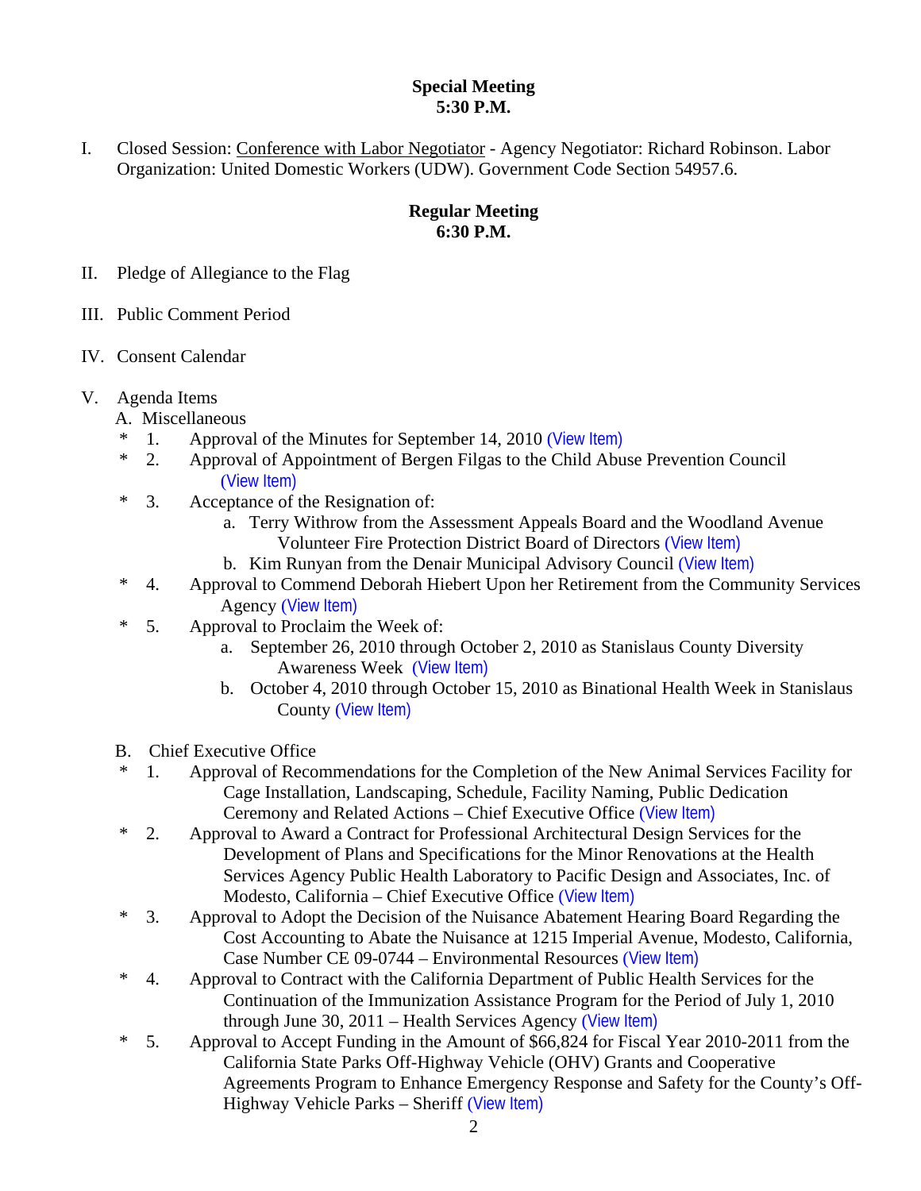**Special Meeting**
**5:30 P.M.**

I. Closed Session: <u>Conference with Labor Negotiator</u> - Agency Negotiator: Richard Robinson. Labor Organization: United Domestic Workers (UDW). Government Code Section 54957.6.

**Regular Meeting**
**6:30 P.M.**

II. Pledge of Allegiance to the Flag

III. Public Comment Period

IV. Consent Calendar

V. Agenda Items

A. Miscellaneous

\* 1. Approval of the Minutes for September 14, 2010 (View Item)

\* 2. Approval of Appointment of Bergen Filgas to the Child Abuse Prevention Council (View Item)

\* 3. Acceptance of the Resignation of:

a. Terry Withrow from the Assessment Appeals Board and the Woodland Avenue Volunteer Fire Protection District Board of Directors (View Item)

b. Kim Runyan from the Denair Municipal Advisory Council (View Item)

\* 4. Approval to Commend Deborah Hiebert Upon her Retirement from the Community Services Agency (View Item)

\* 5. Approval to Proclaim the Week of:

a. September 26, 2010 through October 2, 2010 as Stanislaus County Diversity Awareness Week (View Item)

b. October 4, 2010 through October 15, 2010 as Binational Health Week in Stanislaus County (View Item)

B. Chief Executive Office

\* 1. Approval of Recommendations for the Completion of the New Animal Services Facility for Cage Installation, Landscaping, Schedule, Facility Naming, Public Dedication Ceremony and Related Actions – Chief Executive Office (View Item)

\* 2. Approval to Award a Contract for Professional Architectural Design Services for the Development of Plans and Specifications for the Minor Renovations at the Health Services Agency Public Health Laboratory to Pacific Design and Associates, Inc. of Modesto, California – Chief Executive Office (View Item)

\* 3. Approval to Adopt the Decision of the Nuisance Abatement Hearing Board Regarding the Cost Accounting to Abate the Nuisance at 1215 Imperial Avenue, Modesto, California, Case Number CE 09-0744 – Environmental Resources (View Item)

\* 4. Approval to Contract with the California Department of Public Health Services for the Continuation of the Immunization Assistance Program for the Period of July 1, 2010 through June 30, 2011 – Health Services Agency (View Item)

\* 5. Approval to Accept Funding in the Amount of $66,824 for Fiscal Year 2010-2011 from the California State Parks Off-Highway Vehicle (OHV) Grants and Cooperative Agreements Program to Enhance Emergency Response and Safety for the County's Off-Highway Vehicle Parks – Sheriff (View Item)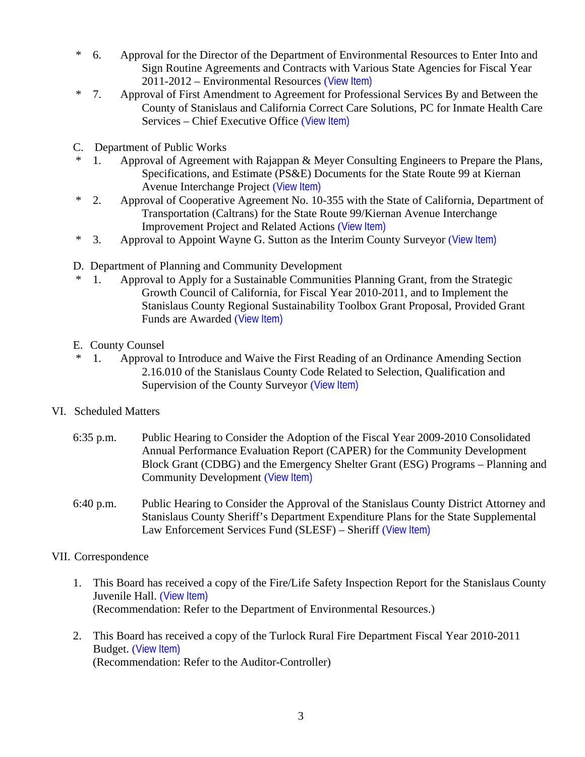- \* 6. Approval for the Director of the Department of Environmental Resources to Enter Into and Sign Routine Agreements and Contracts with Various State Agencies for Fiscal Year 2011-2012 – Environmental Resources (View Item)
- \* 7. Approval of First Amendment to Agreement for Professional Services By and Between the County of Stanislaus and California Correct Care Solutions, PC for Inmate Health Care Services – Chief Executive Office (View Item)

C. Department of Public Works

- \* 1. Approval of Agreement with Rajappan & Meyer Consulting Engineers to Prepare the Plans, Specifications, and Estimate (PS&E) Documents for the State Route 99 at Kiernan Avenue Interchange Project (View Item)
- \* 2. Approval of Cooperative Agreement No. 10-355 with the State of California, Department of Transportation (Caltrans) for the State Route 99/Kiernan Avenue Interchange Improvement Project and Related Actions (View Item)
- \* 3. Approval to Appoint Wayne G. Sutton as the Interim County Surveyor (View Item)

D. Department of Planning and Community Development

- \* 1. Approval to Apply for a Sustainable Communities Planning Grant, from the Strategic Growth Council of California, for Fiscal Year 2010-2011, and to Implement the Stanislaus County Regional Sustainability Toolbox Grant Proposal, Provided Grant Funds are Awarded (View Item)

E. County Counsel

- \* 1. Approval to Introduce and Waive the First Reading of an Ordinance Amending Section 2.16.010 of the Stanislaus County Code Related to Selection, Qualification and Supervision of the County Surveyor (View Item)

VI. Scheduled Matters

6:35 p.m. Public Hearing to Consider the Adoption of the Fiscal Year 2009-2010 Consolidated Annual Performance Evaluation Report (CAPER) for the Community Development Block Grant (CDBG) and the Emergency Shelter Grant (ESG) Programs – Planning and Community Development (View Item)

6:40 p.m. Public Hearing to Consider the Approval of the Stanislaus County District Attorney and Stanislaus County Sheriff's Department Expenditure Plans for the State Supplemental Law Enforcement Services Fund (SLESF) – Sheriff (View Item)

VII. Correspondence

1. This Board has received a copy of the Fire/Life Safety Inspection Report for the Stanislaus County Juvenile Hall. (View Item)
   (Recommendation: Refer to the Department of Environmental Resources.)

2. This Board has received a copy of the Turlock Rural Fire Department Fiscal Year 2010-2011 Budget. (View Item)
   (Recommendation: Refer to the Auditor-Controller)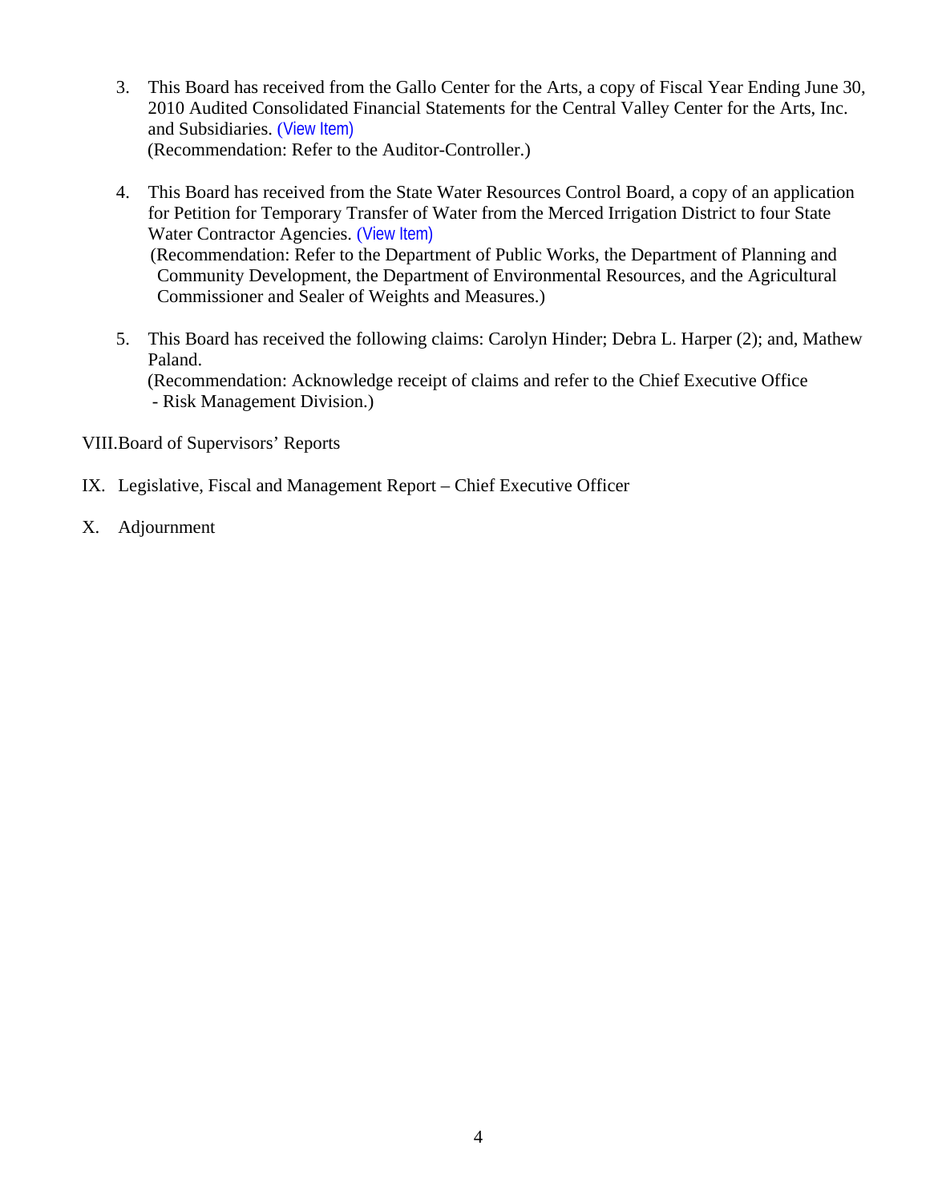3. This Board has received from the Gallo Center for the Arts, a copy of Fiscal Year Ending June 30, 2010 Audited Consolidated Financial Statements for the Central Valley Center for the Arts, Inc. and Subsidiaries. (View Item)
   (Recommendation: Refer to the Auditor-Controller.)

4. This Board has received from the State Water Resources Control Board, a copy of an application for Petition for Temporary Transfer of Water from the Merced Irrigation District to four State Water Contractor Agencies. (View Item)
   (Recommendation: Refer to the Department of Public Works, the Department of Planning and Community Development, the Department of Environmental Resources, and the Agricultural Commissioner and Sealer of Weights and Measures.)

5. This Board has received the following claims: Carolyn Hinder; Debra L. Harper (2); and, Mathew Paland.
   (Recommendation: Acknowledge receipt of claims and refer to the Chief Executive Office - Risk Management Division.)

VIII. Board of Supervisors' Reports

IX. Legislative, Fiscal and Management Report – Chief Executive Officer

X. Adjournment